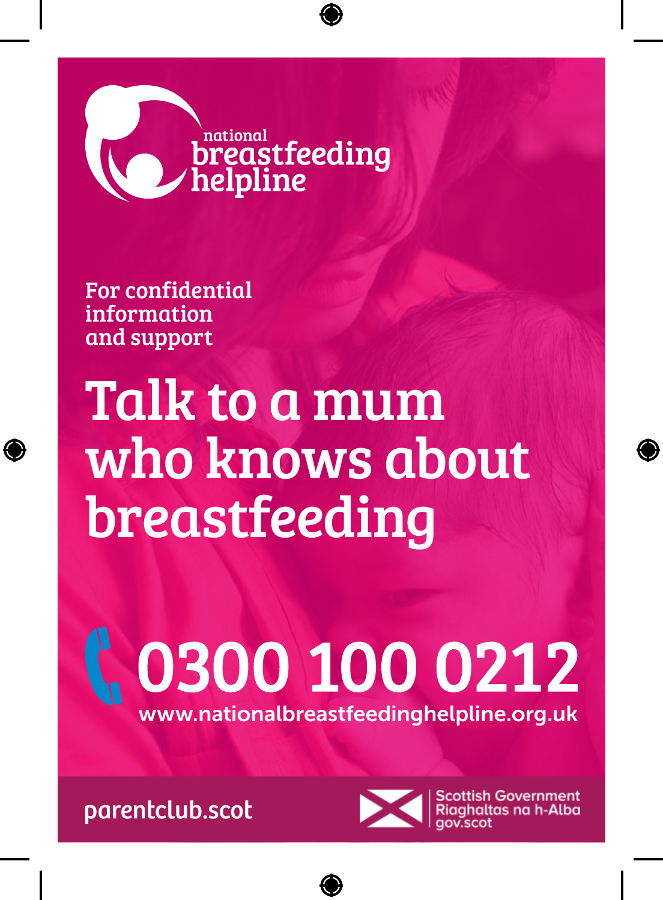national breastfeeding helpline

For confidential information and support

# Talk to a mum who knows about breastfeeding

## 0300 100 0212

www.nationalbreastfeedinghelpline.org.uk

parentclub.scot

Scottish Government
Riaghaltas na h-Alba
gov.scot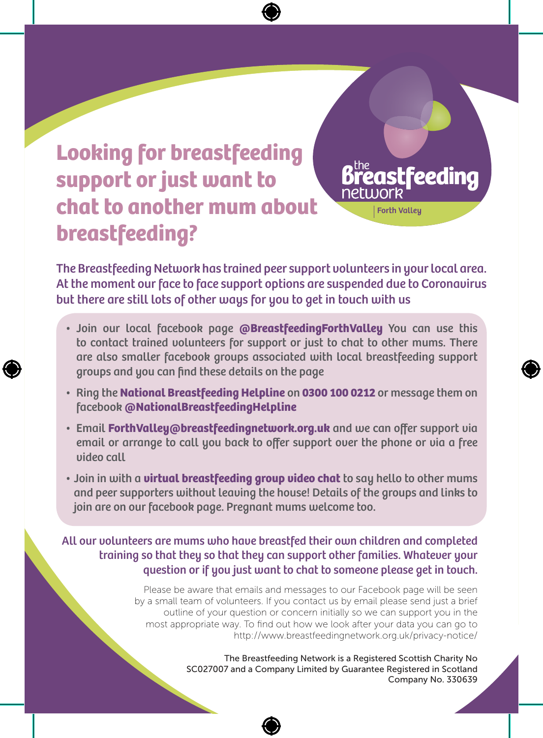# Looking for breastfeeding support or just want to chat to another mum about breastfeeding?

the Breastfeeding network
Forth Valley

**The Breastfeeding Network has trained peer support volunteers in your local area. At the moment our face to face support options are suspended due to Coronavirus but there are still lots of other ways for you to get in touch with us**

- Join our local facebook page **@BreastfeedingForthValley** You can use this to contact trained volunteers for support or just to chat to other mums. There are also smaller facebook groups associated with local breastfeeding support groups and you can find these details on the page
- Ring the **National Breastfeeding Helpline** on **0300 100 0212** or message them on facebook **@NationalBreastfeedingHelpline**
- Email **ForthValley@breastfeedingnetwork.org.uk** and we can offer support via email or arrange to call you back to offer support over the phone or via a free video call
- Join in with a **virtual breastfeeding group video chat** to say hello to other mums and peer supporters without leaving the house! Details of the groups and links to join are on our facebook page. Pregnant mums welcome too.

**All our volunteers are mums who have breastfed their own children and completed training so that they so that they can support other families. Whatever your question or if you just want to chat to someone please get in touch.**

Please be aware that emails and messages to our Facebook page will be seen by a small team of volunteers. If you contact us by email please send just a brief outline of your question or concern initially so we can support you in the most appropriate way. To find out how we look after your data you can go to http://www.breastfeedingnetwork.org.uk/privacy-notice/

The Breastfeeding Network is a Registered Scottish Charity No SC027007 and a Company Limited by Guarantee Registered in Scotland Company No. 330639